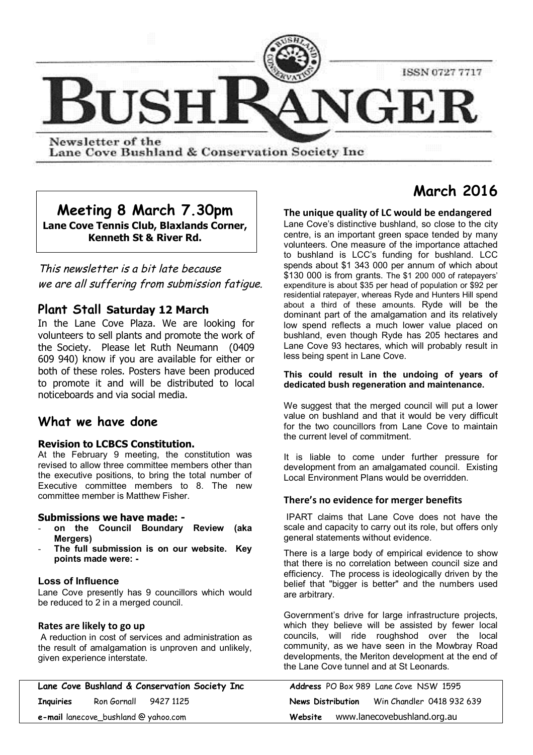# BUSHRANGER

ISSN 0727 7717

Newsletter of the
Lane Cove Bushland & Conservation Society Inc

## March 2016

## Meeting 8 March 7.30pm

**Lane Cove Tennis Club, Blaxlands Corner, Kenneth St & River Rd.**

*This newsletter is a bit late because we are all suffering from submission fatigue.*

## Plant Stall Saturday 12 March

In the Lane Cove Plaza. We are looking for volunteers to sell plants and promote the work of the Society. Please let Ruth Neumann (0409 609 940) know if you are available for either or both of these roles. Posters have been produced to promote it and will be distributed to local noticeboards and via social media.

## What we have done

### Revision to LCBCS Constitution.

At the February 9 meeting, the constitution was revised to allow three committee members other than the executive positions, to bring the total number of Executive committee members to 8. The new committee member is Matthew Fisher.

### Submissions we have made: -

- **on the Council Boundary Review (aka Mergers)**
- **The full submission is on our website. Key points made were: -**

### Loss of Influence

Lane Cove presently has 9 councillors which would be reduced to 2 in a merged council.

### Rates are likely to go up

A reduction in cost of services and administration as the result of amalgamation is unproven and unlikely, given experience interstate.

### The unique quality of LC would be endangered

Lane Cove's distinctive bushland, so close to the city centre, is an important green space tended by many volunteers. One measure of the importance attached to bushland is LCC's funding for bushland. LCC spends about $1 343 000 per annum of which about $130 000 is from grants. The $1 200 000 of ratepayers' expenditure is about $35 per head of population or $92 per residential ratepayer, whereas Ryde and Hunters Hill spend about a third of these amounts. Ryde will be the dominant part of the amalgamation and its relatively low spend reflects a much lower value placed on bushland, even though Ryde has 205 hectares and Lane Cove 93 hectares, which will probably result in less being spent in Lane Cove.

**This could result in the undoing of years of dedicated bush regeneration and maintenance.**

We suggest that the merged council will put a lower value on bushland and that it would be very difficult for the two councillors from Lane Cove to maintain the current level of commitment.

It is liable to come under further pressure for development from an amalgamated council. Existing Local Environment Plans would be overridden.

### There's no evidence for merger benefits

IPART claims that Lane Cove does not have the scale and capacity to carry out its role, but offers only general statements without evidence.

There is a large body of empirical evidence to show that there is no correlation between council size and efficiency. The process is ideologically driven by the belief that "bigger is better" and the numbers used are arbitrary.

Government's drive for large infrastructure projects, which they believe will be assisted by fewer local councils, will ride roughshod over the local community, as we have seen in the Mowbray Road developments, the Meriton development at the end of the Lane Cove tunnel and at St Leonards.

| | |
|---|---|
| **Lane Cove Bushland & Conservation Society Inc** | **Address** PO Box 989 Lane Cove NSW 1595 |
| **Inquiries** Ron Gornall 9427 1125 | **News Distribution** Win Chandler 0418 932 639 |
| **e-mail** lanecove_bushland @ yahoo.com | **Website** www.lanecovebushland.org.au |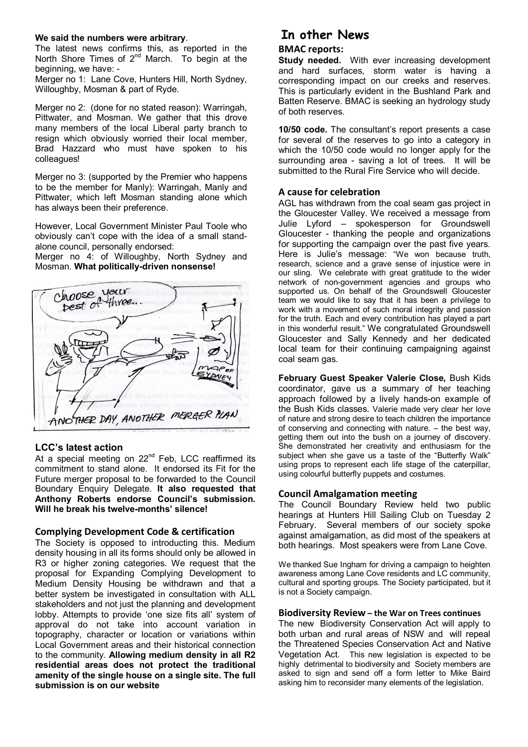**We said the numbers were arbitrary**.

The latest news confirms this, as reported in the North Shore Times of 2nd March. To begin at the beginning, we have: -

Merger no 1: Lane Cove, Hunters Hill, North Sydney, Willoughby, Mosman & part of Ryde.

Merger no 2: (done for no stated reason): Warringah, Pittwater, and Mosman. We gather that this drove many members of the local Liberal party branch to resign which obviously worried their local member, Brad Hazzard who must have spoken to his colleagues!

Merger no 3: (supported by the Premier who happens to be the member for Manly): Warringah, Manly and Pittwater, which left Mosman standing alone which has always been their preference.

However, Local Government Minister Paul Toole who obviously can't cope with the idea of a small stand-alone council, personally endorsed:

Merger no 4: of Willoughby, North Sydney and Mosman. **What politically-driven nonsense!**

Choose your best of three...

MAP OF SYDNEY

ANOTHER DAY, ANOTHER MERGER PLAN

### LCC's latest action

At a special meeting on 22nd Feb, LCC reaffirmed its commitment to stand alone. It endorsed its Fit for the Future merger proposal to be forwarded to the Council Boundary Enquiry Delegate. **It also requested that Anthony Roberts endorse Council's submission. Will he break his twelve-months' silence!**

### Complying Development Code & certification

The Society is opposed to introductiing this. Medium density housing in all its forms should only be allowed in R3 or higher zoning categories. We request that the proposal for Expanding Complying Development to Medium Density Housing be withdrawn and that a better system be investigated in consultation with ALL stakeholders and not just the planning and development lobby. Attempts to provide 'one size fits all' system of approval do not take into account variation in topography, character or location or variations within Local Government areas and their historical connection to the community. **Allowing medium density in all R2 residential areas does not protect the traditional amenity of the single house on a single site. The full submission is on our website**

## In other News

### BMAC reports:

**Study needed.** With ever increasing development and hard surfaces, storm water is having a corresponding impact on our creeks and reserves. This is particularly evident in the Bushland Park and Batten Reserve. BMAC is seeking an hydrology study of both reserves.

**10/50 code.** The consultant's report presents a case for several of the reserves to go into a category in which the 10/50 code would no longer apply for the surrounding area - saving a lot of trees. It will be submitted to the Rural Fire Service who will decide.

### A cause for celebration

AGL has withdrawn from the coal seam gas project in the Gloucester Valley. We received a message from Julie Lyford – spokesperson for Groundswell Gloucester - thanking the people and organizations for supporting the campaign over the past five years. Here is Julie's message: "We won because truth, research, science and a grave sense of injustice were in our sling. We celebrate with great gratitude to the wider network of non-government agencies and groups who supported us. On behalf of the Groundswell Gloucester team we would like to say that it has been a privilege to work with a movement of such moral integrity and passion for the truth. Each and every contribution has played a part in this wonderful result." We congratulated Groundswell Gloucester and Sally Kennedy and her dedicated local team for their continuing campaigning against coal seam gas.

**February Guest Speaker Valerie Close,** Bush Kids coordinator, gave us a summary of her teaching approach followed by a lively hands-on example of the Bush Kids classes. Valerie made very clear her love of nature and strong desire to teach children the importance of conserving and connecting with nature. – the best way, getting them out into the bush on a journey of discovery. She demonstrated her creativity and enthusiasm for the subject when she gave us a taste of the "Butterfly Walk" using props to represent each life stage of the caterpillar, using colourful butterfly puppets and costumes.

### Council Amalgamation meeting

The Council Boundary Review held two public hearings at Hunters Hill Sailing Club on Tuesday 2 February. Several members of our society spoke against amalgamation, as did most of the speakers at both hearings. Most speakers were from Lane Cove.

We thanked Sue Ingham for driving a campaign to heighten awareness among Lane Cove residents and LC community, cultural and sporting groups. The Society participated, but it is not a Society campaign.

### Biodiversity Review – the War on Trees continues

The new Biodiversity Conservation Act will apply to both urban and rural areas of NSW and will repeal the Threatened Species Conservation Act and Native Vegetation Act. This new legislation is expected to be highly detrimental to biodiversity and Society members are asked to sign and send off a form letter to Mike Baird asking him to reconsider many elements of the legislation.